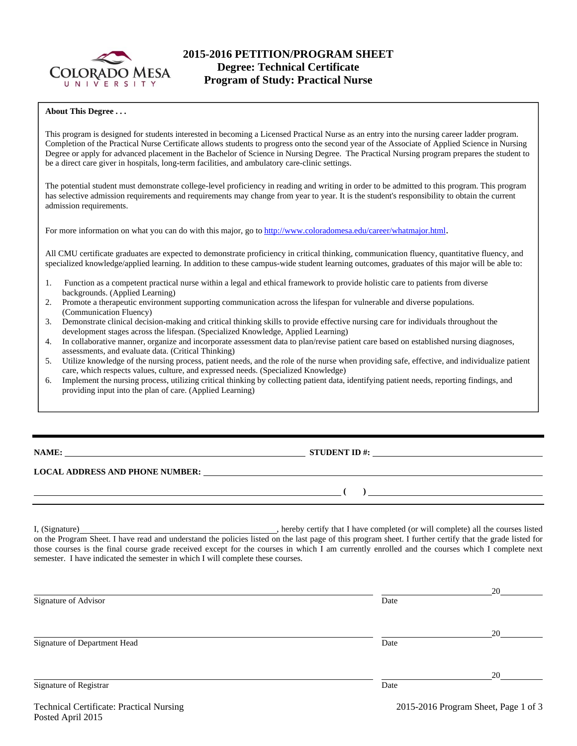# 2015-2016 PETITION/PROGRAM SHEET
## Degree: Technical Certificate
## Program of Study: Practical Nurse

**About This Degree . . .**

This program is designed for students interested in becoming a Licensed Practical Nurse as an entry into the nursing career ladder program. Completion of the Practical Nurse Certificate allows students to progress onto the second year of the Associate of Applied Science in Nursing Degree or apply for advanced placement in the Bachelor of Science in Nursing Degree. The Practical Nursing program prepares the student to be a direct care giver in hospitals, long-term facilities, and ambulatory care-clinic settings.

The potential student must demonstrate college-level proficiency in reading and writing in order to be admitted to this program. This program has selective admission requirements and requirements may change from year to year. It is the student's responsibility to obtain the current admission requirements.

For more information on what you can do with this major, go to http://www.coloradomesa.edu/career/whatmajor.html.

All CMU certificate graduates are expected to demonstrate proficiency in critical thinking, communication fluency, quantitative fluency, and specialized knowledge/applied learning. In addition to these campus-wide student learning outcomes, graduates of this major will be able to:

1. Function as a competent practical nurse within a legal and ethical framework to provide holistic care to patients from diverse backgrounds. (Applied Learning)
2. Promote a therapeutic environment supporting communication across the lifespan for vulnerable and diverse populations. (Communication Fluency)
3. Demonstrate clinical decision-making and critical thinking skills to provide effective nursing care for individuals throughout the development stages across the lifespan. (Specialized Knowledge, Applied Learning)
4. In collaborative manner, organize and incorporate assessment data to plan/revise patient care based on established nursing diagnoses, assessments, and evaluate data. (Critical Thinking)
5. Utilize knowledge of the nursing process, patient needs, and the role of the nurse when providing safe, effective, and individualize patient care, which respects values, culture, and expressed needs. (Specialized Knowledge)
6. Implement the nursing process, utilizing critical thinking by collecting patient data, identifying patient needs, reporting findings, and providing input into the plan of care. (Applied Learning)

---

**NAME:** ______________________________ **STUDENT ID #:** ______________________________

**LOCAL ADDRESS AND PHONE NUMBER:** ______________________________

______________________________ **(    )** ______________________________

---

I, (Signature)______________________________, hereby certify that I have completed (or will complete) all the courses listed on the Program Sheet. I have read and understand the policies listed on the last page of this program sheet. I further certify that the grade listed for those courses is the final course grade received except for the courses in which I am currently enrolled and the courses which I complete next semester. I have indicated the semester in which I will complete these courses.

______________________________ ______________20______
Signature of Advisor Date

______________________________ ______________20______
Signature of Department Head Date

______________________________ ______________20______
Signature of Registrar Date

Technical Certificate: Practical Nursing
Posted April 2015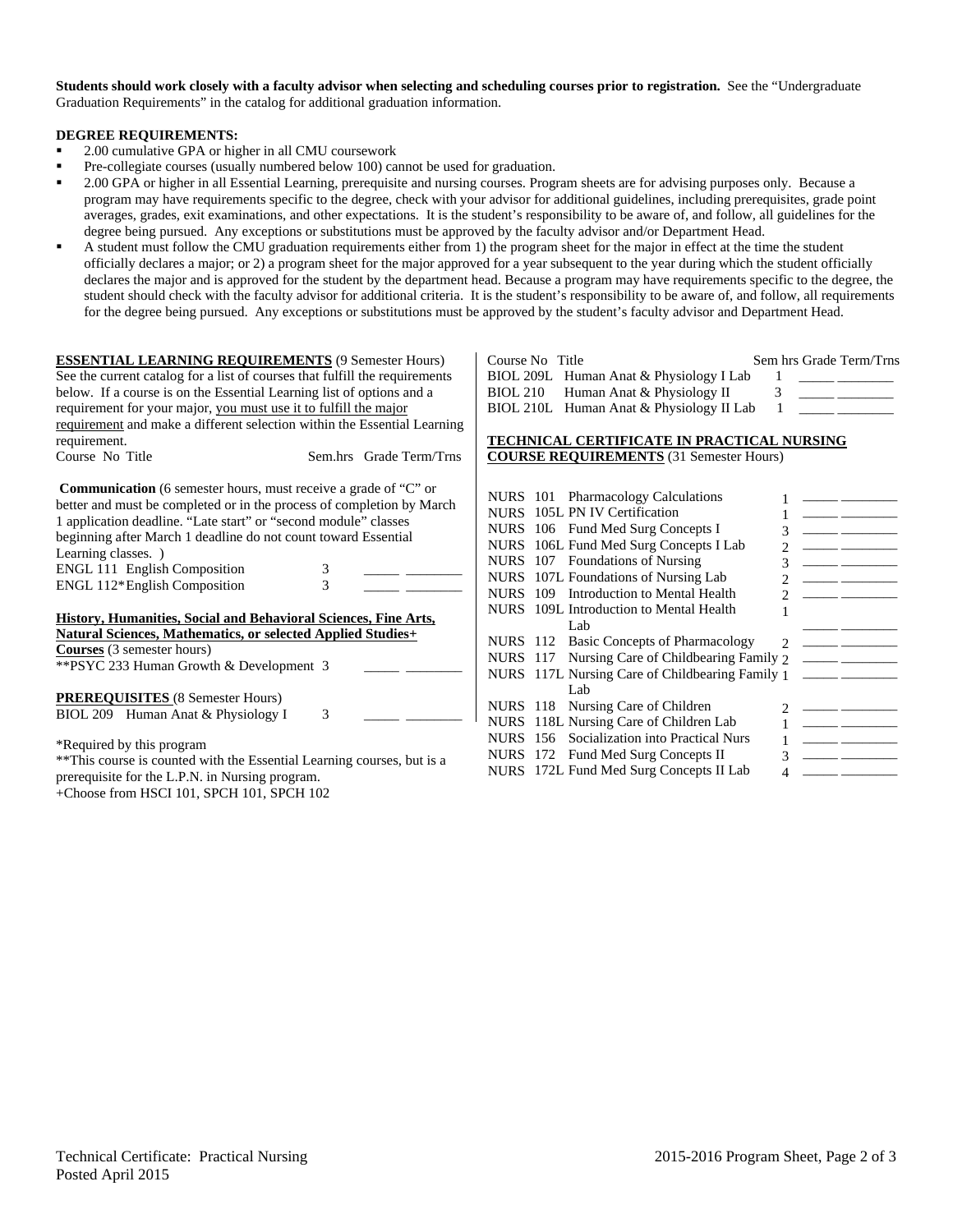**Students should work closely with a faculty advisor when selecting and scheduling courses prior to registration.** See the "Undergraduate Graduation Requirements" in the catalog for additional graduation information.

**DEGREE REQUIREMENTS:**

- 2.00 cumulative GPA or higher in all CMU coursework
- Pre-collegiate courses (usually numbered below 100) cannot be used for graduation.
- 2.00 GPA or higher in all Essential Learning, prerequisite and nursing courses. Program sheets are for advising purposes only. Because a program may have requirements specific to the degree, check with your advisor for additional guidelines, including prerequisites, grade point averages, grades, exit examinations, and other expectations. It is the student's responsibility to be aware of, and follow, all guidelines for the degree being pursued. Any exceptions or substitutions must be approved by the faculty advisor and/or Department Head.
- A student must follow the CMU graduation requirements either from 1) the program sheet for the major in effect at the time the student officially declares a major; or 2) a program sheet for the major approved for a year subsequent to the year during which the student officially declares the major and is approved for the student by the department head. Because a program may have requirements specific to the degree, the student should check with the faculty advisor for additional criteria. It is the student's responsibility to be aware of, and follow, all requirements for the degree being pursued. Any exceptions or substitutions must be approved by the student's faculty advisor and Department Head.

**ESSENTIAL LEARNING REQUIREMENTS** (9 Semester Hours)
See the current catalog for a list of courses that fulfill the requirements below. If a course is on the Essential Learning list of options and a requirement for your major, you must use it to fulfill the major requirement and make a different selection within the Essential Learning requirement.

| Course No | Title | Sem.hrs | Grade | Term/Trns |
|---|---|---|---|---|

**Communication** (6 semester hours, must receive a grade of "C" or better and must be completed or in the process of completion by March 1 application deadline. "Late start" or "second module" classes beginning after March 1 deadline do not count toward Essential Learning classes. )

| Course No | Title | Sem.hrs | Grade | Term/Trns |
|---|---|---|---|---|
| ENGL 111 | English Composition | 3 | _____ | ________ |
| ENGL 112* | English Composition | 3 | _____ | ________ |

**History, Humanities, Social and Behavioral Sciences, Fine Arts, Natural Sciences, Mathematics, or selected Applied Studies+ Courses** (3 semester hours)

| Course No | Title | Sem.hrs | Grade | Term/Trns |
|---|---|---|---|---|
| **PSYC 233 | Human Growth & Development | 3 | _____ | ________ |

**PREREQUISITES** (8 Semester Hours)

| Course No | Title | Sem hrs | Grade | Term/Trns |
|---|---|---|---|---|
| BIOL 209 | Human Anat & Physiology I | 3 | _____ | ________ |
| BIOL 209L | Human Anat & Physiology I Lab | 1 | _____ | ________ |
| BIOL 210 | Human Anat & Physiology II | 3 | _____ | ________ |
| BIOL 210L | Human Anat & Physiology II Lab | 1 | _____ | ________ |

*Required by this program
**This course is counted with the Essential Learning courses, but is a prerequisite for the L.P.N. in Nursing program.
+Choose from HSCI 101, SPCH 101, SPCH 102

**TECHNICAL CERTIFICATE IN PRACTICAL NURSING COURSE REQUIREMENTS** (31 Semester Hours)

| Course No | Title | Sem hrs | Grade | Term/Trns |
|---|---|---|---|---|
| NURS 101 | Pharmacology Calculations | 1 | _____ | ________ |
| NURS 105L | PN IV Certification | 1 | _____ | ________ |
| NURS 106 | Fund Med Surg Concepts I | 3 | _____ | ________ |
| NURS 106L | Fund Med Surg Concepts I Lab | 2 | _____ | ________ |
| NURS 107 | Foundations of Nursing | 3 | _____ | ________ |
| NURS 107L | Foundations of Nursing Lab | 2 | _____ | ________ |
| NURS 109 | Introduction to Mental Health | 2 | _____ | ________ |
| NURS 109L | Introduction to Mental Health Lab | 1 | _____ | ________ |
| NURS 112 | Basic Concepts of Pharmacology | 2 | _____ | ________ |
| NURS 117 | Nursing Care of Childbearing Family | 2 | _____ | ________ |
| NURS 117L | Nursing Care of Childbearing Family Lab | 1 | _____ | ________ |
| NURS 118 | Nursing Care of Children | 2 | _____ | ________ |
| NURS 118L | Nursing Care of Children Lab | 1 | _____ | ________ |
| NURS 156 | Socialization into Practical Nurs | 1 | _____ | ________ |
| NURS 172 | Fund Med Surg Concepts II | 3 | _____ | ________ |
| NURS 172L | Fund Med Surg Concepts II Lab | 4 | _____ | ________ |

Technical Certificate: Practical Nursing
Posted April 2015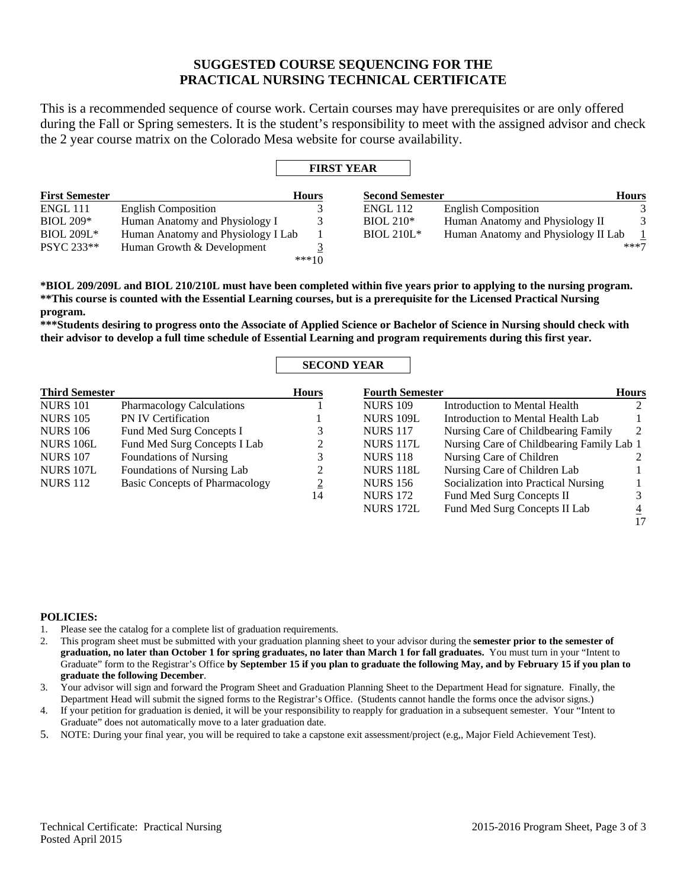# SUGGESTED COURSE SEQUENCING FOR THE PRACTICAL NURSING TECHNICAL CERTIFICATE

This is a recommended sequence of course work. Certain courses may have prerequisites or are only offered during the Fall or Spring semesters. It is the student's responsibility to meet with the assigned advisor and check the 2 year course matrix on the Colorado Mesa website for course availability.

## FIRST YEAR

| First Semester | | Hours |
|---|---|---|
| ENGL 111 | English Composition | 3 |
| BIOL 209* | Human Anatomy and Physiology I | 3 |
| BIOL 209L* | Human Anatomy and Physiology I Lab | 1 |
| PSYC 233** | Human Growth & Development | 3 |
| | | ***10 |

| Second Semester | | Hours |
|---|---|---|
| ENGL 112 | English Composition | 3 |
| BIOL 210* | Human Anatomy and Physiology II | 3 |
| BIOL 210L* | Human Anatomy and Physiology II Lab | 1 |
| | | ***7 |

**\*BIOL 209/209L and BIOL 210/210L must have been completed within five years prior to applying to the nursing program.**
**\*\*This course is counted with the Essential Learning courses, but is a prerequisite for the Licensed Practical Nursing program.**
**\*\*\*Students desiring to progress onto the Associate of Applied Science or Bachelor of Science in Nursing should check with their advisor to develop a full time schedule of Essential Learning and program requirements during this first year.**

## SECOND YEAR

| Third Semester | | Hours |
|---|---|---|
| NURS 101 | Pharmacology Calculations | 1 |
| NURS 105 | PN IV Certification | 1 |
| NURS 106 | Fund Med Surg Concepts I | 3 |
| NURS 106L | Fund Med Surg Concepts I Lab | 2 |
| NURS 107 | Foundations of Nursing | 3 |
| NURS 107L | Foundations of Nursing Lab | 2 |
| NURS 112 | Basic Concepts of Pharmacology | 2 |
| | | 14 |

| Fourth Semester | | Hours |
|---|---|---|
| NURS 109 | Introduction to Mental Health | 2 |
| NURS 109L | Introduction to Mental Health Lab | 1 |
| NURS 117 | Nursing Care of Childbearing Family | 2 |
| NURS 117L | Nursing Care of Childbearing Family Lab | 1 |
| NURS 118 | Nursing Care of Children | 2 |
| NURS 118L | Nursing Care of Children Lab | 1 |
| NURS 156 | Socialization into Practical Nursing | 1 |
| NURS 172 | Fund Med Surg Concepts II | 3 |
| NURS 172L | Fund Med Surg Concepts II Lab | 4 |
| | | 17 |

**POLICIES:**

1. Please see the catalog for a complete list of graduation requirements.
2. This program sheet must be submitted with your graduation planning sheet to your advisor during the **semester prior to the semester of graduation, no later than October 1 for spring graduates, no later than March 1 for fall graduates.** You must turn in your "Intent to Graduate" form to the Registrar's Office **by September 15 if you plan to graduate the following May, and by February 15 if you plan to graduate the following December**.
3. Your advisor will sign and forward the Program Sheet and Graduation Planning Sheet to the Department Head for signature. Finally, the Department Head will submit the signed forms to the Registrar's Office. (Students cannot handle the forms once the advisor signs.)
4. If your petition for graduation is denied, it will be your responsibility to reapply for graduation in a subsequent semester. Your "Intent to Graduate" does not automatically move to a later graduation date.
5. NOTE: During your final year, you will be required to take a capstone exit assessment/project (e.g,, Major Field Achievement Test).

Technical Certificate: Practical Nursing
Posted April 2015